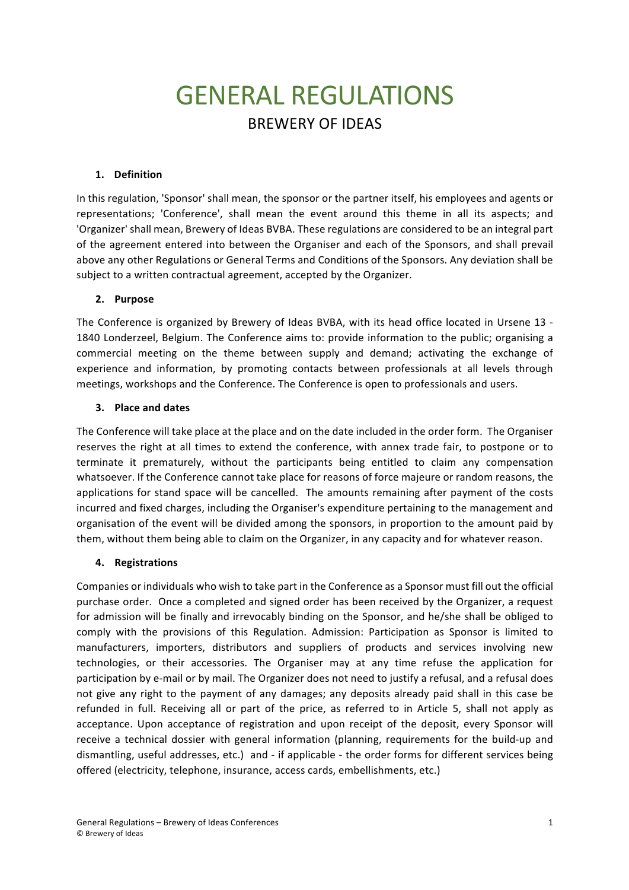# GENERAL REGULATIONS

## BREWERY OF IDEAS

### 1. Definition

In this regulation, 'Sponsor' shall mean, the sponsor or the partner itself, his employees and agents or representations; 'Conference', shall mean the event around this theme in all its aspects; and 'Organizer' shall mean, Brewery of Ideas BVBA. These regulations are considered to be an integral part of the agreement entered into between the Organiser and each of the Sponsors, and shall prevail above any other Regulations or General Terms and Conditions of the Sponsors. Any deviation shall be subject to a written contractual agreement, accepted by the Organizer.

### 2. Purpose

The Conference is organized by Brewery of Ideas BVBA, with its head office located in Ursene 13 - 1840 Londerzeel, Belgium. The Conference aims to: provide information to the public; organising a commercial meeting on the theme between supply and demand; activating the exchange of experience and information, by promoting contacts between professionals at all levels through meetings, workshops and the Conference. The Conference is open to professionals and users.

### 3. Place and dates

The Conference will take place at the place and on the date included in the order form. The Organiser reserves the right at all times to extend the conference, with annex trade fair, to postpone or to terminate it prematurely, without the participants being entitled to claim any compensation whatsoever. If the Conference cannot take place for reasons of force majeure or random reasons, the applications for stand space will be cancelled. The amounts remaining after payment of the costs incurred and fixed charges, including the Organiser's expenditure pertaining to the management and organisation of the event will be divided among the sponsors, in proportion to the amount paid by them, without them being able to claim on the Organizer, in any capacity and for whatever reason.

### 4. Registrations

Companies or individuals who wish to take part in the Conference as a Sponsor must fill out the official purchase order. Once a completed and signed order has been received by the Organizer, a request for admission will be finally and irrevocably binding on the Sponsor, and he/she shall be obliged to comply with the provisions of this Regulation. Admission: Participation as Sponsor is limited to manufacturers, importers, distributors and suppliers of products and services involving new technologies, or their accessories. The Organiser may at any time refuse the application for participation by e-mail or by mail. The Organizer does not need to justify a refusal, and a refusal does not give any right to the payment of any damages; any deposits already paid shall in this case be refunded in full. Receiving all or part of the price, as referred to in Article 5, shall not apply as acceptance. Upon acceptance of registration and upon receipt of the deposit, every Sponsor will receive a technical dossier with general information (planning, requirements for the build-up and dismantling, useful addresses, etc.) and - if applicable - the order forms for different services being offered (electricity, telephone, insurance, access cards, embellishments, etc.)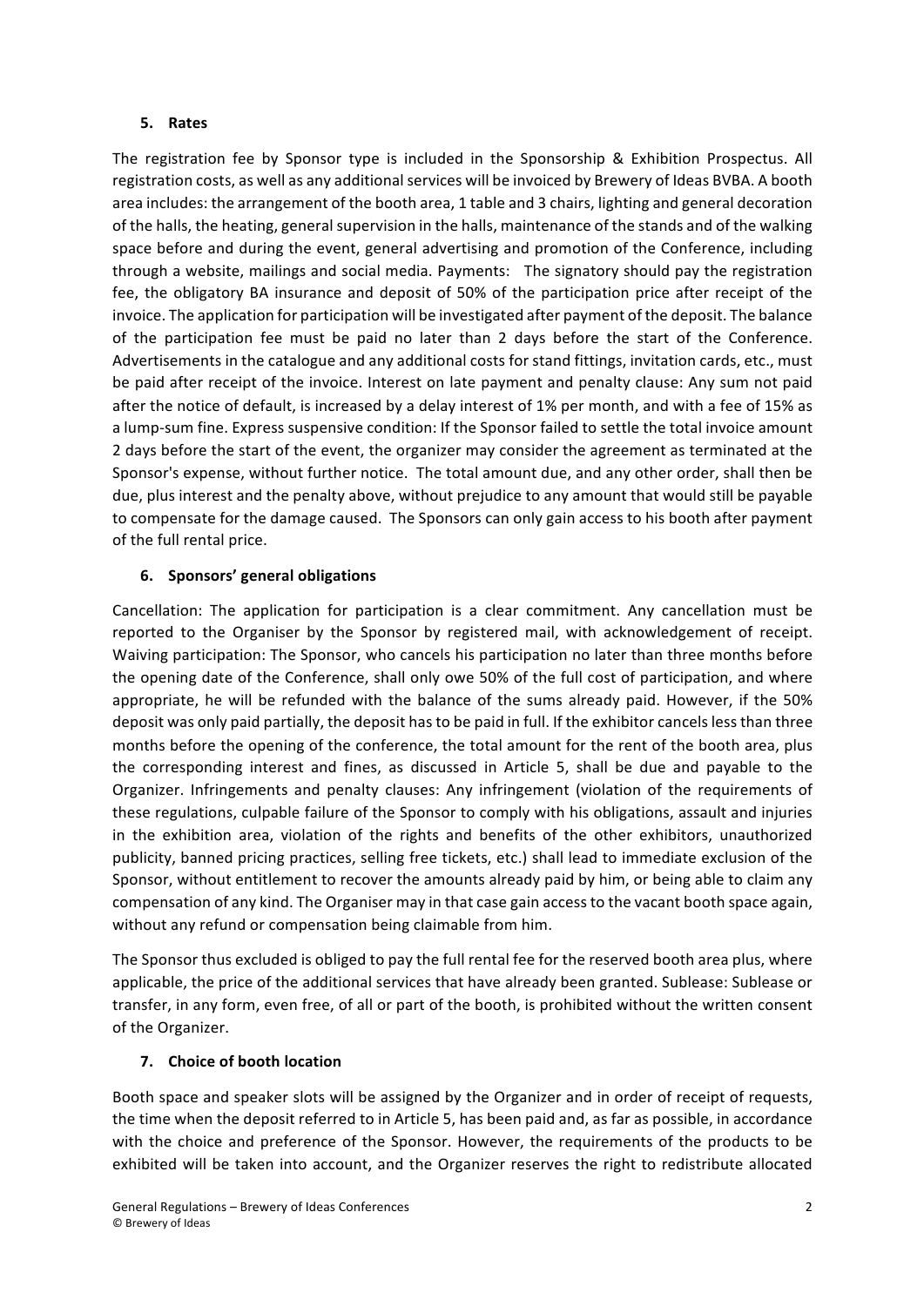## 5. Rates

The registration fee by Sponsor type is included in the Sponsorship & Exhibition Prospectus. All registration costs, as well as any additional services will be invoiced by Brewery of Ideas BVBA. A booth area includes: the arrangement of the booth area, 1 table and 3 chairs, lighting and general decoration of the halls, the heating, general supervision in the halls, maintenance of the stands and of the walking space before and during the event, general advertising and promotion of the Conference, including through a website, mailings and social media. Payments: The signatory should pay the registration fee, the obligatory BA insurance and deposit of 50% of the participation price after receipt of the invoice. The application for participation will be investigated after payment of the deposit. The balance of the participation fee must be paid no later than 2 days before the start of the Conference. Advertisements in the catalogue and any additional costs for stand fittings, invitation cards, etc., must be paid after receipt of the invoice. Interest on late payment and penalty clause: Any sum not paid after the notice of default, is increased by a delay interest of 1% per month, and with a fee of 15% as a lump-sum fine. Express suspensive condition: If the Sponsor failed to settle the total invoice amount 2 days before the start of the event, the organizer may consider the agreement as terminated at the Sponsor's expense, without further notice. The total amount due, and any other order, shall then be due, plus interest and the penalty above, without prejudice to any amount that would still be payable to compensate for the damage caused. The Sponsors can only gain access to his booth after payment of the full rental price.

## 6. Sponsors' general obligations

Cancellation: The application for participation is a clear commitment. Any cancellation must be reported to the Organiser by the Sponsor by registered mail, with acknowledgement of receipt. Waiving participation: The Sponsor, who cancels his participation no later than three months before the opening date of the Conference, shall only owe 50% of the full cost of participation, and where appropriate, he will be refunded with the balance of the sums already paid. However, if the 50% deposit was only paid partially, the deposit has to be paid in full. If the exhibitor cancels less than three months before the opening of the conference, the total amount for the rent of the booth area, plus the corresponding interest and fines, as discussed in Article 5, shall be due and payable to the Organizer. Infringements and penalty clauses: Any infringement (violation of the requirements of these regulations, culpable failure of the Sponsor to comply with his obligations, assault and injuries in the exhibition area, violation of the rights and benefits of the other exhibitors, unauthorized publicity, banned pricing practices, selling free tickets, etc.) shall lead to immediate exclusion of the Sponsor, without entitlement to recover the amounts already paid by him, or being able to claim any compensation of any kind. The Organiser may in that case gain access to the vacant booth space again, without any refund or compensation being claimable from him.

The Sponsor thus excluded is obliged to pay the full rental fee for the reserved booth area plus, where applicable, the price of the additional services that have already been granted. Sublease: Sublease or transfer, in any form, even free, of all or part of the booth, is prohibited without the written consent of the Organizer.

## 7. Choice of booth location

Booth space and speaker slots will be assigned by the Organizer and in order of receipt of requests, the time when the deposit referred to in Article 5, has been paid and, as far as possible, in accordance with the choice and preference of the Sponsor. However, the requirements of the products to be exhibited will be taken into account, and the Organizer reserves the right to redistribute allocated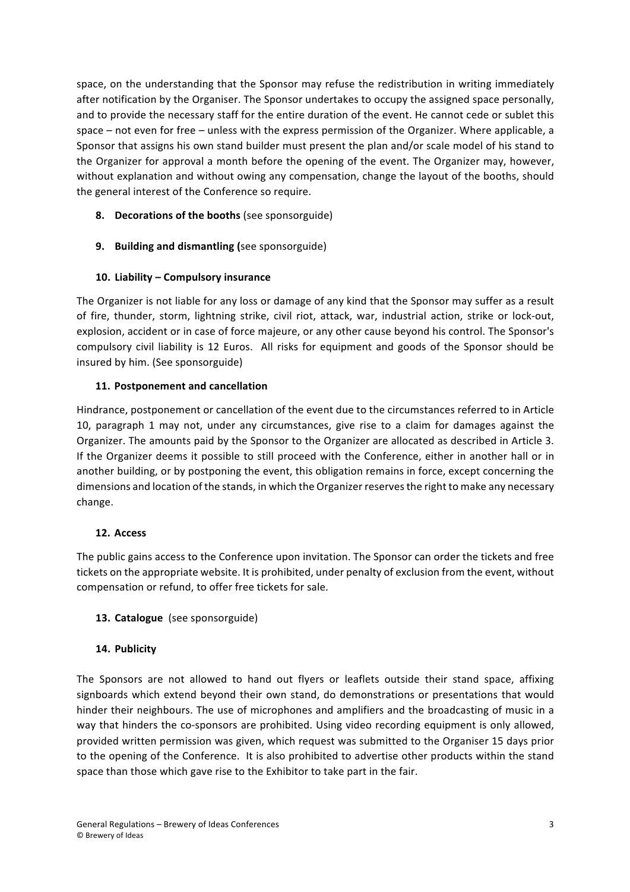space, on the understanding that the Sponsor may refuse the redistribution in writing immediately after notification by the Organiser. The Sponsor undertakes to occupy the assigned space personally, and to provide the necessary staff for the entire duration of the event. He cannot cede or sublet this space – not even for free – unless with the express permission of the Organizer. Where applicable, a Sponsor that assigns his own stand builder must present the plan and/or scale model of his stand to the Organizer for approval a month before the opening of the event. The Organizer may, however, without explanation and without owing any compensation, change the layout of the booths, should the general interest of the Conference so require.

8. **Decorations of the booths** (see sponsorguide)

9. **Building and dismantling (**see sponsorguide)

### 10. Liability – Compulsory insurance

The Organizer is not liable for any loss or damage of any kind that the Sponsor may suffer as a result of fire, thunder, storm, lightning strike, civil riot, attack, war, industrial action, strike or lock-out, explosion, accident or in case of force majeure, or any other cause beyond his control. The Sponsor's compulsory civil liability is 12 Euros. All risks for equipment and goods of the Sponsor should be insured by him. (See sponsorguide)

### 11. Postponement and cancellation

Hindrance, postponement or cancellation of the event due to the circumstances referred to in Article 10, paragraph 1 may not, under any circumstances, give rise to a claim for damages against the Organizer. The amounts paid by the Sponsor to the Organizer are allocated as described in Article 3. If the Organizer deems it possible to still proceed with the Conference, either in another hall or in another building, or by postponing the event, this obligation remains in force, except concerning the dimensions and location of the stands, in which the Organizer reserves the right to make any necessary change.

### 12. Access

The public gains access to the Conference upon invitation. The Sponsor can order the tickets and free tickets on the appropriate website. It is prohibited, under penalty of exclusion from the event, without compensation or refund, to offer free tickets for sale.

13. **Catalogue** (see sponsorguide)

### 14. Publicity

The Sponsors are not allowed to hand out flyers or leaflets outside their stand space, affixing signboards which extend beyond their own stand, do demonstrations or presentations that would hinder their neighbours. The use of microphones and amplifiers and the broadcasting of music in a way that hinders the co-sponsors are prohibited. Using video recording equipment is only allowed, provided written permission was given, which request was submitted to the Organiser 15 days prior to the opening of the Conference. It is also prohibited to advertise other products within the stand space than those which gave rise to the Exhibitor to take part in the fair.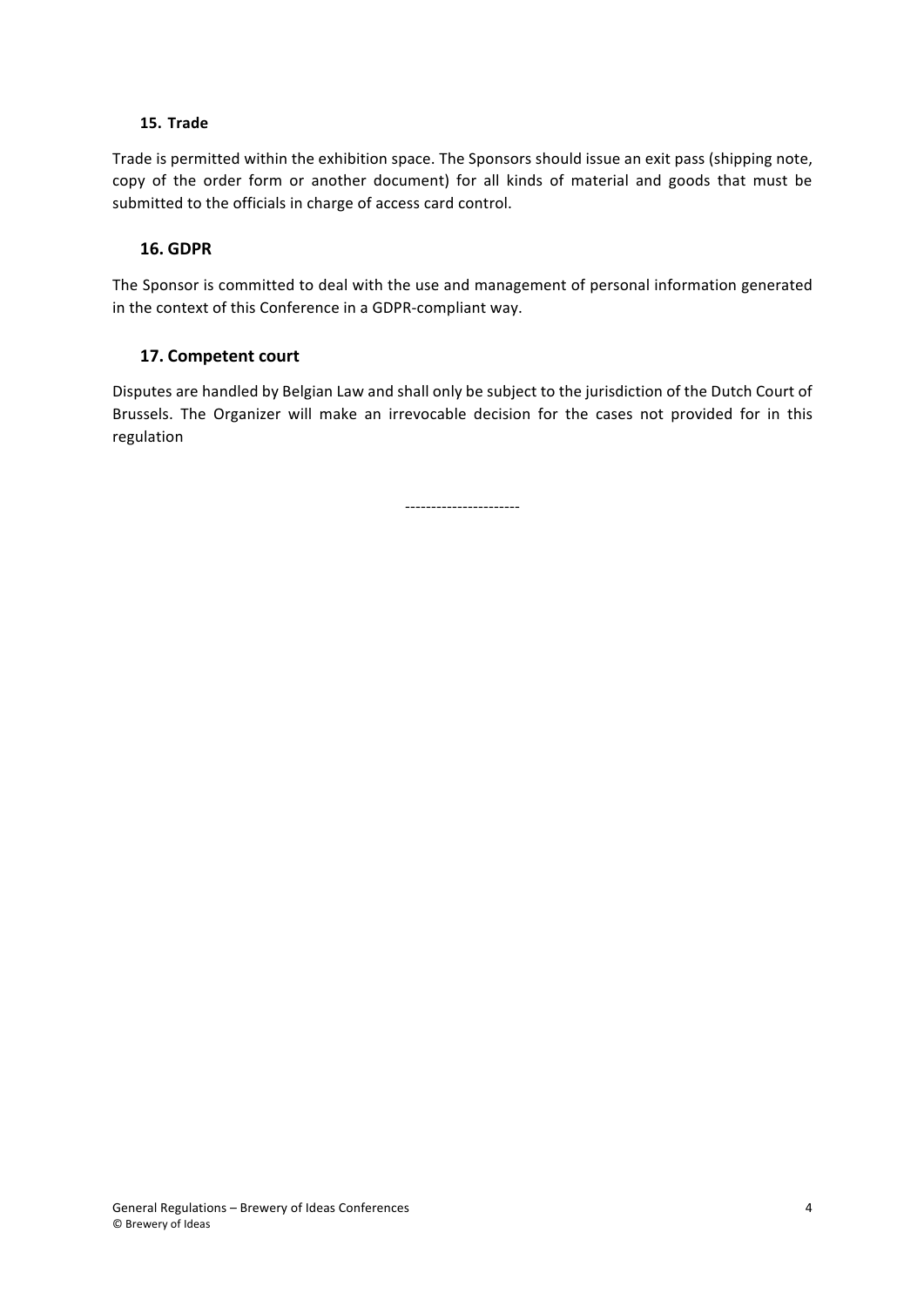### 15. Trade

Trade is permitted within the exhibition space. The Sponsors should issue an exit pass (shipping note, copy of the order form or another document) for all kinds of material and goods that must be submitted to the officials in charge of access card control.

### 16. GDPR

The Sponsor is committed to deal with the use and management of personal information generated in the context of this Conference in a GDPR-compliant way.

### 17. Competent court

Disputes are handled by Belgian Law and shall only be subject to the jurisdiction of the Dutch Court of Brussels. The Organizer will make an irrevocable decision for the cases not provided for in this regulation

----------------------